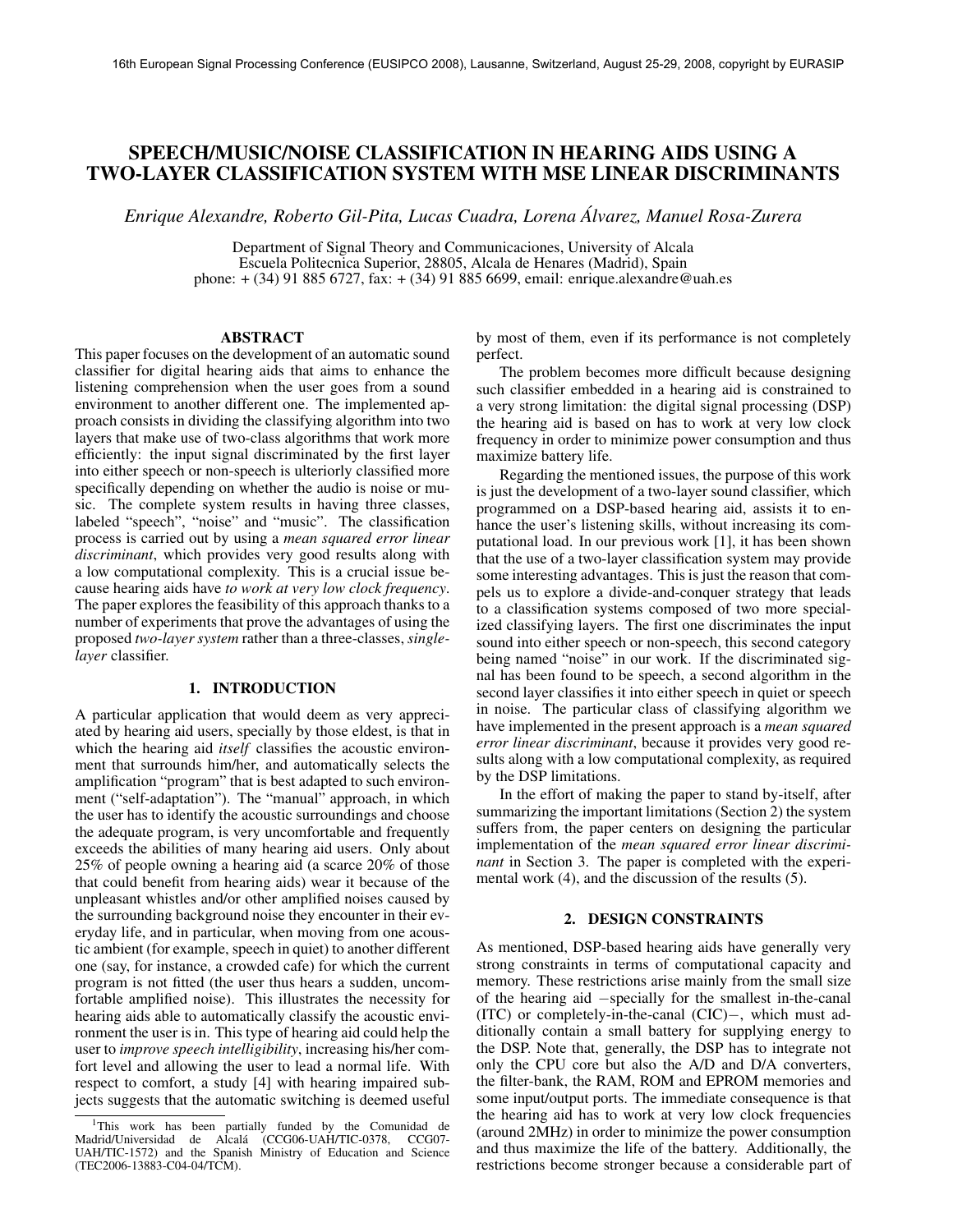# SPEECH/MUSIC/NOISE CLASSIFICATION IN HEARING AIDS USING A TWO-LAYER CLASSIFICATION SYSTEM WITH MSE LINEAR DISCRIMINANTS

*Enrique Alexandre, Roberto Gil-Pita, Lucas Cuadra, Lorena Álvarez, Manuel Rosa-Zurera*

Department of Signal Theory and Communicaciones, University of Alcala
Escuela Politecnica Superior, 28805, Alcala de Henares (Madrid), Spain
phone: + (34) 91 885 6727, fax: + (34) 91 885 6699, email: enrique.alexandre@uah.es

## ABSTRACT

This paper focuses on the development of an automatic sound classifier for digital hearing aids that aims to enhance the listening comprehension when the user goes from a sound environment to another different one. The implemented approach consists in dividing the classifying algorithm into two layers that make use of two-class algorithms that work more efficiently: the input signal discriminated by the first layer into either speech or non-speech is ulteriorly classified more specifically depending on whether the audio is noise or music. The complete system results in having three classes, labeled "speech", "noise" and "music". The classification process is carried out by using a *mean squared error linear discriminant*, which provides very good results along with a low computational complexity. This is a crucial issue because hearing aids have *to work at very low clock frequency*. The paper explores the feasibility of this approach thanks to a number of experiments that prove the advantages of using the proposed *two-layer system* rather than a three-classes, *single-layer* classifier.

## 1. INTRODUCTION

A particular application that would deem as very appreciated by hearing aid users, specially by those eldest, is that in which the hearing aid *itself* classifies the acoustic environment that surrounds him/her, and automatically selects the amplification "program" that is best adapted to such environment ("self-adaptation"). The "manual" approach, in which the user has to identify the acoustic surroundings and choose the adequate program, is very uncomfortable and frequently exceeds the abilities of many hearing aid users. Only about 25% of people owning a hearing aid (a scarce 20% of those that could benefit from hearing aids) wear it because of the unpleasant whistles and/or other amplified noises caused by the surrounding background noise they encounter in their everyday life, and in particular, when moving from one acoustic ambient (for example, speech in quiet) to another different one (say, for instance, a crowded cafe) for which the current program is not fitted (the user thus hears a sudden, uncomfortable amplified noise). This illustrates the necessity for hearing aids able to automatically classify the acoustic environment the user is in. This type of hearing aid could help the user to *improve speech intelligibility*, increasing his/her comfort level and allowing the user to lead a normal life. With respect to comfort, a study [4] with hearing impaired subjects suggests that the automatic switching is deemed useful by most of them, even if its performance is not completely perfect.

The problem becomes more difficult because designing such classifier embedded in a hearing aid is constrained to a very strong limitation: the digital signal processing (DSP) the hearing aid is based on has to work at very low clock frequency in order to minimize power consumption and thus maximize battery life.

Regarding the mentioned issues, the purpose of this work is just the development of a two-layer sound classifier, which programmed on a DSP-based hearing aid, assists it to enhance the user's listening skills, without increasing its computational load. In our previous work [1], it has been shown that the use of a two-layer classification system may provide some interesting advantages. This is just the reason that compels us to explore a divide-and-conquer strategy that leads to a classification systems composed of two more specialized classifying layers. The first one discriminates the input sound into either speech or non-speech, this second category being named "noise" in our work. If the discriminated signal has been found to be speech, a second algorithm in the second layer classifies it into either speech in quiet or speech in noise. The particular class of classifying algorithm we have implemented in the present approach is a *mean squared error linear discriminant*, because it provides very good results along with a low computational complexity, as required by the DSP limitations.

In the effort of making the paper to stand by-itself, after summarizing the important limitations (Section 2) the system suffers from, the paper centers on designing the particular implementation of the *mean squared error linear discriminant* in Section 3. The paper is completed with the experimental work (4), and the discussion of the results (5).

## 2. DESIGN CONSTRAINTS

As mentioned, DSP-based hearing aids have generally very strong constraints in terms of computational capacity and memory. These restrictions arise mainly from the small size of the hearing aid −specially for the smallest in-the-canal (ITC) or completely-in-the-canal (CIC)−, which must additionally contain a small battery for supplying energy to the DSP. Note that, generally, the DSP has to integrate not only the CPU core but also the A/D and D/A converters, the filter-bank, the RAM, ROM and EPROM memories and some input/output ports. The immediate consequence is that the hearing aid has to work at very low clock frequencies (around 2MHz) in order to minimize the power consumption and thus maximize the life of the battery. Additionally, the restrictions become stronger because a considerable part of

[1] This work has been partially funded by the Comunidad de Madrid/Universidad de Alcalá (CCG06-UAH/TIC-0378, CCG07-UAH/TIC-1572) and the Spanish Ministry of Education and Science (TEC2006-13883-C04-04/TCM).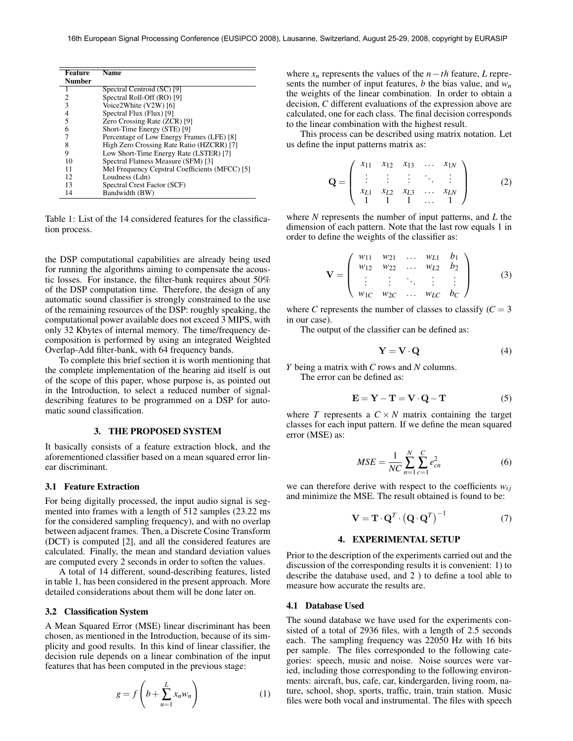| Feature Number | Name |
|---|---|
| 1 | Spectral Centroid (SC) [9] |
| 2 | Spectral Roll-Off (RO) [9] |
| 3 | Voice2White (V2W) [6] |
| 4 | Spectral Flux (Flux) [9] |
| 5 | Zero Crossing Rate (ZCR) [9] |
| 6 | Short-Time Energy (STE) [9] |
| 7 | Percentage of Low Energy Frames (LFE) [8] |
| 8 | High Zero Crossing Rate Ratio (HZCRR) [7] |
| 9 | Low Short-Time Energy Rate (LSTER) [7] |
| 10 | Spectral Flatness Measure (SFM) [3] |
| 11 | Mel Frequency Cepstral Coefficients (MFCC) [5] |
| 12 | Loudness (Ldn) |
| 13 | Spectral Crest Factor (SCF) |
| 14 | Bandwidth (BW) |

Table 1: List of the 14 considered features for the classification process.

the DSP computational capabilities are already being used for running the algorithms aiming to compensate the acoustic losses. For instance, the filter-bank requires about 50% of the DSP computation time. Therefore, the design of any automatic sound classifier is strongly constrained to the use of the remaining resources of the DSP: roughly speaking, the computational power available does not exceed 3 MIPS, with only 32 Kbytes of internal memory. The time/frequency decomposition is performed by using an integrated Weighted Overlap-Add filter-bank, with 64 frequency bands.

To complete this brief section it is worth mentioning that the complete implementation of the hearing aid itself is out of the scope of this paper, whose purpose is, as pointed out in the Introduction, to select a reduced number of signal-describing features to be programmed on a DSP for automatic sound classification.

## 3. THE PROPOSED SYSTEM

It basically consists of a feature extraction block, and the aforementioned classifier based on a mean squared error linear discriminant.

### 3.1 Feature Extraction

For being digitally processed, the input audio signal is segmented into frames with a length of 512 samples (23.22 ms for the considered sampling frequency), and with no overlap between adjacent frames. Then, a Discrete Cosine Transform (DCT) is computed [2], and all the considered features are calculated. Finally, the mean and standard deviation values are computed every 2 seconds in order to soften the values.

A total of 14 different, sound-describing features, listed in table 1, has been considered in the present approach. More detailed considerations about them will be done later on.

### 3.2 Classification System

A Mean Squared Error (MSE) linear discriminant has been chosen, as mentioned in the Introduction, because of its simplicity and good results. In this kind of linear classifier, the decision rule depends on a linear combination of the input features that has been computed in the previous stage:

$$g = f\left(b + \sum_{n=1}^{L} x_n w_n\right) \tag{1}$$

where $x_n$ represents the values of the $n-th$ feature, $L$ represents the number of input features, $b$ the bias value, and $w_n$ the weights of the linear combination. In order to obtain a decision, $C$ different evaluations of the expression above are calculated, one for each class. The final decision corresponds to the linear combination with the highest result.

This process can be described using matrix notation. Let us define the input patterns matrix as:

$$\mathbf{Q} = \begin{pmatrix} x_{11} & x_{12} & x_{13} & \dots & x_{1N} \\ \vdots & \vdots & \vdots & \ddots & \vdots \\ x_{L1} & x_{L2} & x_{L3} & \dots & x_{LN} \\ 1 & 1 & 1 & \dots & 1 \end{pmatrix} \tag{2}$$

where $N$ represents the number of input patterns, and $L$ the dimension of each pattern. Note that the last row equals 1 in order to define the weights of the classifier as:

$$\mathbf{V} = \begin{pmatrix} w_{11} & w_{21} & \dots & w_{L1} & b_1 \\ w_{12} & w_{22} & \dots & w_{L2} & b_2 \\ \vdots & \vdots & \ddots & \vdots & \vdots \\ w_{1C} & w_{2C} & \dots & w_{LC} & b_C \end{pmatrix} \tag{3}$$

where $C$ represents the number of classes to classify ($C = 3$ in our case).

The output of the classifier can be defined as:

$$\mathbf{Y} = \mathbf{V} \cdot \mathbf{Q} \tag{4}$$

$Y$ being a matrix with $C$ rows and $N$ columns.

The error can be defined as:

$$\mathbf{E} = \mathbf{Y} - \mathbf{T} = \mathbf{V} \cdot \mathbf{Q} - \mathbf{T} \tag{5}$$

where $T$ represents a $C \times N$ matrix containing the target classes for each input pattern. If we define the mean squared error (MSE) as:

$$MSE = \frac{1}{NC} \sum_{n=1}^{N} \sum_{c=1}^{C} e_{cn}^2 \tag{6}$$

we can therefore derive with respect to the coefficients $w_{ij}$ and minimize the MSE. The result obtained is found to be:

$$\mathbf{V} = \mathbf{T} \cdot \mathbf{Q}^T \cdot \left(\mathbf{Q} \cdot \mathbf{Q}^T\right)^{-1} \tag{7}$$

## 4. EXPERIMENTAL SETUP

Prior to the description of the experiments carried out and the discussion of the corresponding results it is convenient: 1) to describe the database used, and 2 ) to define a tool able to measure how accurate the results are.

### 4.1 Database Used

The sound database we have used for the experiments consisted of a total of 2936 files, with a length of 2.5 seconds each. The sampling frequency was 22050 Hz with 16 bits per sample. The files corresponded to the following categories: speech, music and noise. Noise sources were varied, including those corresponding to the following environments: aircraft, bus, cafe, car, kindergarden, living room, nature, school, shop, sports, traffic, train, train station. Music files were both vocal and instrumental. The files with speech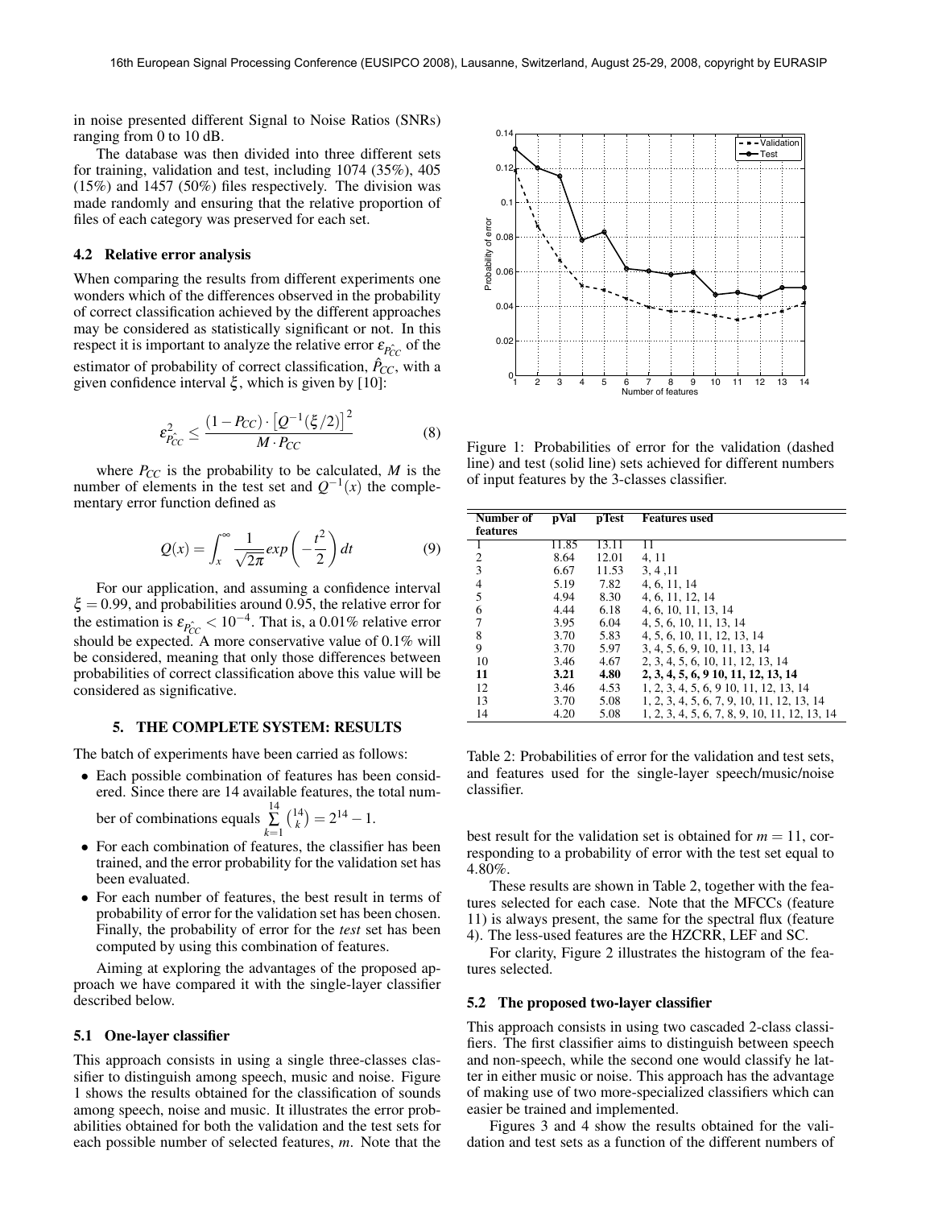in noise presented different Signal to Noise Ratios (SNRs) ranging from 0 to 10 dB.

The database was then divided into three different sets for training, validation and test, including 1074 (35%), 405 (15%) and 1457 (50%) files respectively. The division was made randomly and ensuring that the relative proportion of files of each category was preserved for each set.

### 4.2 Relative error analysis

When comparing the results from different experiments one wonders which of the differences observed in the probability of correct classification achieved by the different approaches may be considered as statistically significant or not. In this respect it is important to analyze the relative error $\varepsilon_{\hat{P_{CC}}}$ of the estimator of probability of correct classification, $\hat{P}_{CC}$, with a given confidence interval $\xi$, which is given by [10]:

$$\varepsilon^2_{\hat{P_{CC}}} \leq \frac{(1-P_{CC}) \cdot \left[Q^{-1}(\xi/2)\right]^2}{M \cdot P_{CC}} \tag{8}$$

where $P_{CC}$ is the probability to be calculated, $M$ is the number of elements in the test set and $Q^{-1}(x)$ the complementary error function defined as

$$Q(x) = \int_x^{\infty} \frac{1}{\sqrt{2\pi}} exp\left(-\frac{t^2}{2}\right) dt \tag{9}$$

For our application, and assuming a confidence interval $\xi = 0.99$, and probabilities around 0.95, the relative error for the estimation is $\varepsilon_{\hat{P_{CC}}} < 10^{-4}$. That is, a 0.01% relative error should be expected. A more conservative value of 0.1% will be considered, meaning that only those differences between probabilities of correct classification above this value will be considered as significative.

## 5. THE COMPLETE SYSTEM: RESULTS

The batch of experiments have been carried as follows:

- Each possible combination of features has been considered. Since there are 14 available features, the total number of combinations equals $\sum_{k=1}^{14} \binom{14}{k} = 2^{14} - 1$.
- For each combination of features, the classifier has been trained, and the error probability for the validation set has been evaluated.
- For each number of features, the best result in terms of probability of error for the validation set has been chosen. Finally, the probability of error for the *test* set has been computed by using this combination of features.

Aiming at exploring the advantages of the proposed approach we have compared it with the single-layer classifier described below.

### 5.1 One-layer classifier

This approach consists in using a single three-classes classifier to distinguish among speech, music and noise. Figure 1 shows the results obtained for the classification of sounds among speech, noise and music. It illustrates the error probabilities obtained for both the validation and the test sets for each possible number of selected features, $m$. Note that the best result for the validation set is obtained for $m = 11$, corresponding to a probability of error with the test set equal to 4.80%.

Figure 1: Probabilities of error for the validation (dashed line) and test (solid line) sets achieved for different numbers of input features by the 3-classes classifier.

| Number of features | pVal | pTest | Features used |
|---|---|---|---|
| 1 | 11.85 | 13.11 | 11 |
| 2 | 8.64 | 12.01 | 4, 11 |
| 3 | 6.67 | 11.53 | 3, 4 ,11 |
| 4 | 5.19 | 7.82 | 4, 6, 11, 14 |
| 5 | 4.94 | 8.30 | 4, 6, 11, 12, 14 |
| 6 | 4.44 | 6.18 | 4, 6, 10, 11, 13, 14 |
| 7 | 3.95 | 6.04 | 4, 5, 6, 10, 11, 13, 14 |
| 8 | 3.70 | 5.83 | 4, 5, 6, 10, 11, 12, 13, 14 |
| 9 | 3.70 | 5.97 | 3, 4, 5, 6, 9, 10, 11, 13, 14 |
| 10 | 3.46 | 4.67 | 2, 3, 4, 5, 6, 10, 11, 12, 13, 14 |
| **11** | **3.21** | **4.80** | **2, 3, 4, 5, 6, 9 10, 11, 12, 13, 14** |
| 12 | 3.46 | 4.53 | 1, 2, 3, 4, 5, 6, 9 10, 11, 12, 13, 14 |
| 13 | 3.70 | 5.08 | 1, 2, 3, 4, 5, 6, 7, 9, 10, 11, 12, 13, 14 |
| 14 | 4.20 | 5.08 | 1, 2, 3, 4, 5, 6, 7, 8, 9, 10, 11, 12, 13, 14 |

Table 2: Probabilities of error for the validation and test sets, and features used for the single-layer speech/music/noise classifier.

These results are shown in Table 2, together with the features selected for each case. Note that the MFCCs (feature 11) is always present, the same for the spectral flux (feature 4). The less-used features are the HZCRR, LEF and SC.

For clarity, Figure 2 illustrates the histogram of the features selected.

### 5.2 The proposed two-layer classifier

This approach consists in using two cascaded 2-class classifiers. The first classifier aims to distinguish between speech and non-speech, while the second one would classify he latter in either music or noise. This approach has the advantage of making use of two more-specialized classifiers which can easier be trained and implemented.

Figures 3 and 4 show the results obtained for the validation and test sets as a function of the different numbers of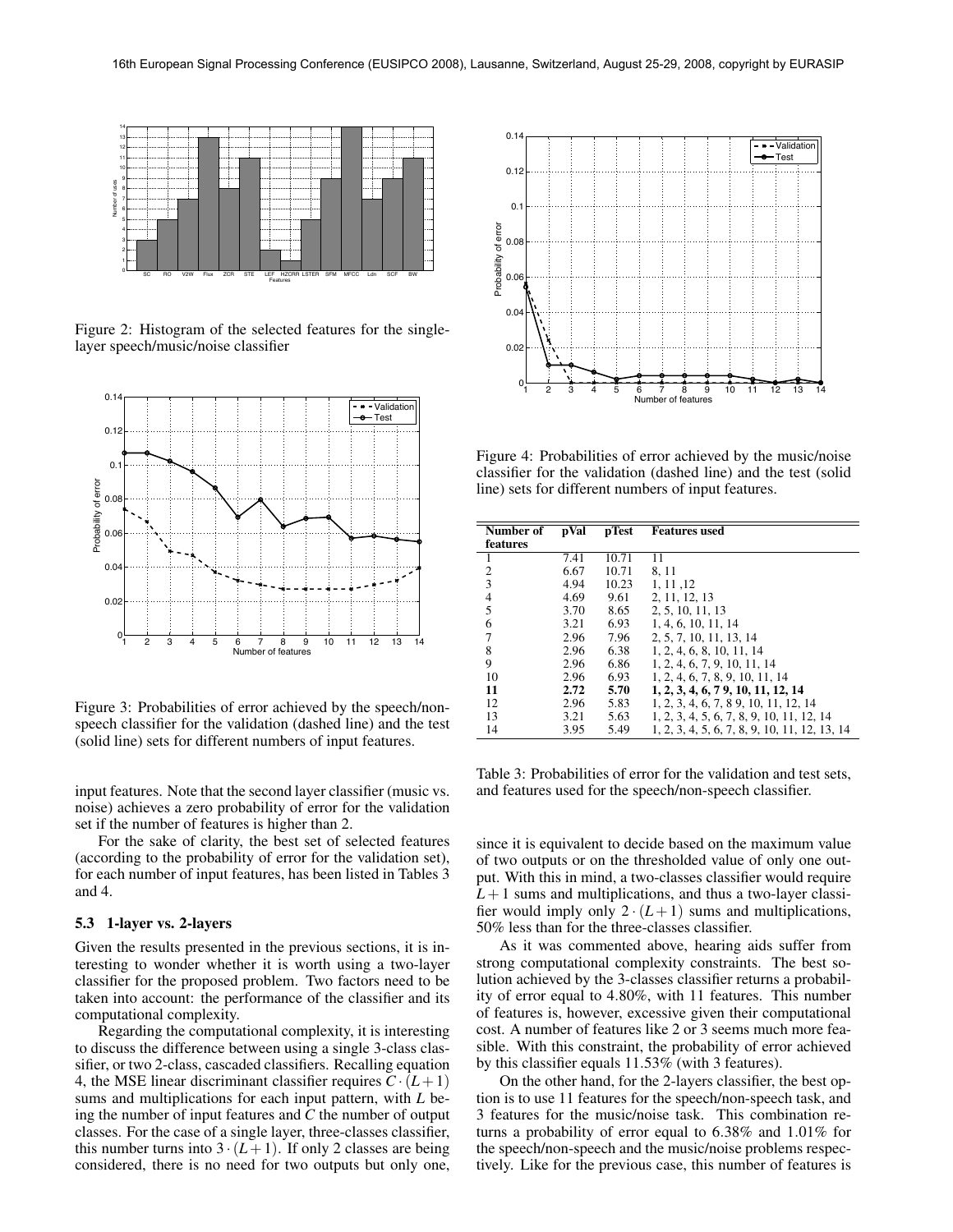Figure 2: Histogram of the selected features for the single-layer speech/music/noise classifier

Figure 3: Probabilities of error achieved by the speech/non-speech classifier for the validation (dashed line) and the test (solid line) sets for different numbers of input features.

input features. Note that the second layer classifier (music vs. noise) achieves a zero probability of error for the validation set if the number of features is higher than 2.

For the sake of clarity, the best set of selected features (according to the probability of error for the validation set), for each number of input features, has been listed in Tables 3 and 4.

### 5.3 1-layer vs. 2-layers

Given the results presented in the previous sections, it is interesting to wonder whether it is worth using a two-layer classifier for the proposed problem. Two factors need to be taken into account: the performance of the classifier and its computational complexity.

Regarding the computational complexity, it is interesting to discuss the difference between using a single 3-class classifier, or two 2-class, cascaded classifiers. Recalling equation 4, the MSE linear discriminant classifier requires $C \cdot (L+1)$ sums and multiplications for each input pattern, with $L$ being the number of input features and $C$ the number of output classes. For the case of a single layer, three-classes classifier, this number turns into $3 \cdot (L+1)$. If only 2 classes are being considered, there is no need for two outputs but only one,

Figure 4: Probabilities of error achieved by the music/noise classifier for the validation (dashed line) and the test (solid line) sets for different numbers of input features.

| Number of features | pVal | pTest | Features used |
|---|---|---|---|
| 1 | 7.41 | 10.71 | 11 |
| 2 | 6.67 | 10.71 | 8, 11 |
| 3 | 4.94 | 10.23 | 1, 11 ,12 |
| 4 | 4.69 | 9.61 | 2, 11, 12, 13 |
| 5 | 3.70 | 8.65 | 2, 5, 10, 11, 13 |
| 6 | 3.21 | 6.93 | 1, 4, 6, 10, 11, 14 |
| 7 | 2.96 | 7.96 | 2, 5, 7, 10, 11, 13, 14 |
| 8 | 2.96 | 6.38 | 1, 2, 4, 6, 8, 10, 11, 14 |
| 9 | 2.96 | 6.86 | 1, 2, 4, 6, 7, 9, 10, 11, 14 |
| 10 | 2.96 | 6.93 | 1, 2, 4, 6, 7, 8, 9, 10, 11, 14 |
| **11** | **2.72** | **5.70** | **1, 2, 3, 4, 6, 7 9, 10, 11, 12, 14** |
| 12 | 2.96 | 5.83 | 1, 2, 3, 4, 6, 7, 8 9, 10, 11, 12, 14 |
| 13 | 3.21 | 5.63 | 1, 2, 3, 4, 5, 6, 7, 8, 9, 10, 11, 12, 14 |
| 14 | 3.95 | 5.49 | 1, 2, 3, 4, 5, 6, 7, 8, 9, 10, 11, 12, 13, 14 |

Table 3: Probabilities of error for the validation and test sets, and features used for the speech/non-speech classifier.

since it is equivalent to decide based on the maximum value of two outputs or on the thresholded value of only one output. With this in mind, a two-classes classifier would require $L+1$ sums and multiplications, and thus a two-layer classifier would imply only $2 \cdot (L+1)$ sums and multiplications, 50% less than for the three-classes classifier.

As it was commented above, hearing aids suffer from strong computational complexity constraints. The best solution achieved by the 3-classes classifier returns a probability of error equal to 4.80%, with 11 features. This number of features is, however, excessive given their computational cost. A number of features like 2 or 3 seems much more feasible. With this constraint, the probability of error achieved by this classifier equals 11.53% (with 3 features).

On the other hand, for the 2-layers classifier, the best option is to use 11 features for the speech/non-speech task, and 3 features for the music/noise task. This combination returns a probability of error equal to 6.38% and 1.01% for the speech/non-speech and the music/noise problems respectively. Like for the previous case, this number of features is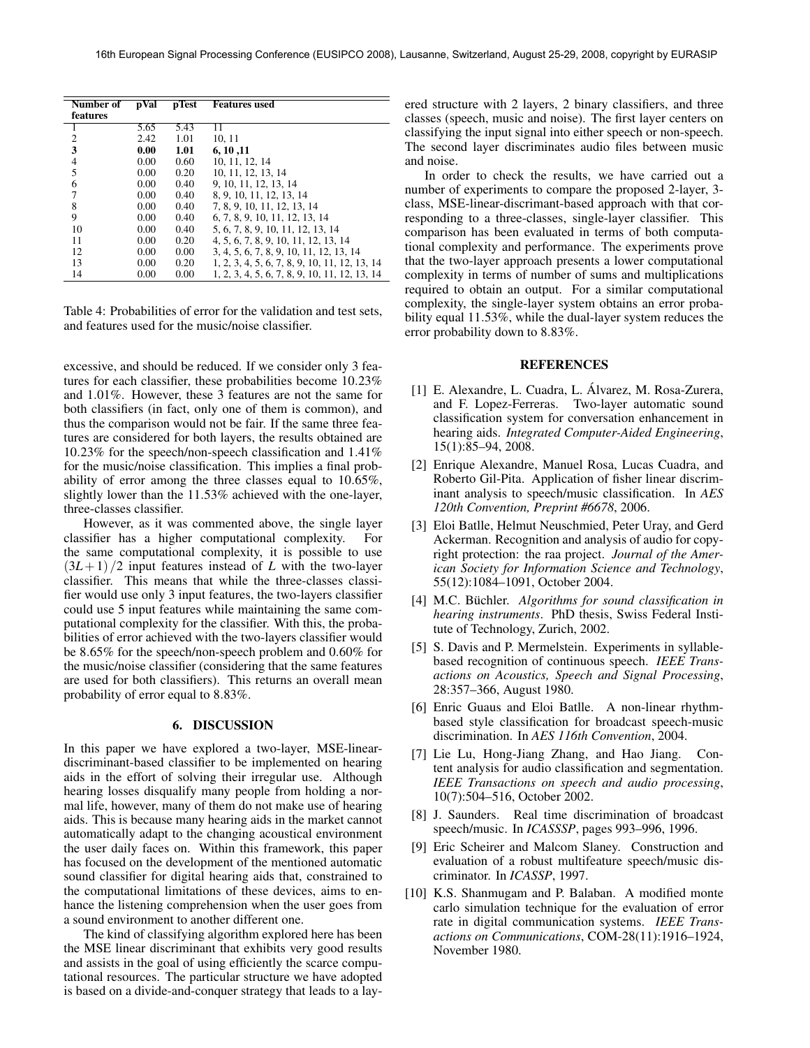| Number of features | pVal | pTest | Features used |
|---|---|---|---|
| 1 | 5.65 | 5.43 | 11 |
| 2 | 2.42 | 1.01 | 10, 11 |
| **3** | **0.00** | **1.01** | **6, 10 ,11** |
| 4 | 0.00 | 0.60 | 10, 11, 12, 14 |
| 5 | 0.00 | 0.20 | 10, 11, 12, 13, 14 |
| 6 | 0.00 | 0.40 | 9, 10, 11, 12, 13, 14 |
| 7 | 0.00 | 0.40 | 8, 9, 10, 11, 12, 13, 14 |
| 8 | 0.00 | 0.40 | 7, 8, 9, 10, 11, 12, 13, 14 |
| 9 | 0.00 | 0.40 | 6, 7, 8, 9, 10, 11, 12, 13, 14 |
| 10 | 0.00 | 0.40 | 5, 6, 7, 8, 9, 10, 11, 12, 13, 14 |
| 11 | 0.00 | 0.20 | 4, 5, 6, 7, 8, 9, 10, 11, 12, 13, 14 |
| 12 | 0.00 | 0.00 | 3, 4, 5, 6, 7, 8, 9, 10, 11, 12, 13, 14 |
| 13 | 0.00 | 0.20 | 1, 2, 3, 4, 5, 6, 7, 8, 9, 10, 11, 12, 13, 14 |
| 14 | 0.00 | 0.00 | 1, 2, 3, 4, 5, 6, 7, 8, 9, 10, 11, 12, 13, 14 |

Table 4: Probabilities of error for the validation and test sets, and features used for the music/noise classifier.

excessive, and should be reduced. If we consider only 3 features for each classifier, these probabilities become 10.23% and 1.01%. However, these 3 features are not the same for both classifiers (in fact, only one of them is common), and thus the comparison would not be fair. If the same three features are considered for both layers, the results obtained are 10.23% for the speech/non-speech classification and 1.41% for the music/noise classification. This implies a final probability of error among the three classes equal to 10.65%, slightly lower than the 11.53% achieved with the one-layer, three-classes classifier.

However, as it was commented above, the single layer classifier has a higher computational complexity. For the same computational complexity, it is possible to use $(3L+1)/2$ input features instead of $L$ with the two-layer classifier. This means that while the three-classes classifier would use only 3 input features, the two-layers classifier could use 5 input features while maintaining the same computational complexity for the classifier. With this, the probabilities of error achieved with the two-layers classifier would be 8.65% for the speech/non-speech problem and 0.60% for the music/noise classifier (considering that the same features are used for both classifiers). This returns an overall mean probability of error equal to 8.83%.

## 6. DISCUSSION

In this paper we have explored a two-layer, MSE-linear-discriminant-based classifier to be implemented on hearing aids in the effort of solving their irregular use. Although hearing losses disqualify many people from holding a normal life, however, many of them do not make use of hearing aids. This is because many hearing aids in the market cannot automatically adapt to the changing acoustical environment the user daily faces on. Within this framework, this paper has focused on the development of the mentioned automatic sound classifier for digital hearing aids that, constrained to the computational limitations of these devices, aims to enhance the listening comprehension when the user goes from a sound environment to another different one.

The kind of classifying algorithm explored here has been the MSE linear discriminant that exhibits very good results and assists in the goal of using efficiently the scarce computational resources. The particular structure we have adopted is based on a divide-and-conquer strategy that leads to a layered structure with 2 layers, 2 binary classifiers, and three classes (speech, music and noise). The first layer centers on classifying the input signal into either speech or non-speech. The second layer discriminates audio files between music and noise.

In order to check the results, we have carried out a number of experiments to compare the proposed 2-layer, 3-class, MSE-linear-discrimant-based approach with that corresponding to a three-classes, single-layer classifier. This comparison has been evaluated in terms of both computational complexity and performance. The experiments prove that the two-layer approach presents a lower computational complexity in terms of number of sums and multiplications required to obtain an output. For a similar computational complexity, the single-layer system obtains an error probability equal 11.53%, while the dual-layer system reduces the error probability down to 8.83%.

## REFERENCES

[1] E. Alexandre, L. Cuadra, L. Álvarez, M. Rosa-Zurera, and F. Lopez-Ferreras. Two-layer automatic sound classification system for conversation enhancement in hearing aids. *Integrated Computer-Aided Engineering*, 15(1):85–94, 2008.

[2] Enrique Alexandre, Manuel Rosa, Lucas Cuadra, and Roberto Gil-Pita. Application of fisher linear discriminant analysis to speech/music classification. In *AES 120th Convention, Preprint #6678*, 2006.

[3] Eloi Batlle, Helmut Neuschmied, Peter Uray, and Gerd Ackerman. Recognition and analysis of audio for copyright protection: the raa project. *Journal of the American Society for Information Science and Technology*, 55(12):1084–1091, October 2004.

[4] M.C. Büchler. *Algorithms for sound classification in hearing instruments*. PhD thesis, Swiss Federal Institute of Technology, Zurich, 2002.

[5] S. Davis and P. Mermelstein. Experiments in syllable-based recognition of continuous speech. *IEEE Transactions on Acoustics, Speech and Signal Processing*, 28:357–366, August 1980.

[6] Enric Guaus and Eloi Batlle. A non-linear rhythm-based style classification for broadcast speech-music discrimination. In *AES 116th Convention*, 2004.

[7] Lie Lu, Hong-Jiang Zhang, and Hao Jiang. Content analysis for audio classification and segmentation. *IEEE Transactions on speech and audio processing*, 10(7):504–516, October 2002.

[8] J. Saunders. Real time discrimination of broadcast speech/music. In *ICASSSP*, pages 993–996, 1996.

[9] Eric Scheirer and Malcom Slaney. Construction and evaluation of a robust multifeature speech/music discriminator. In *ICASSP*, 1997.

[10] K.S. Shanmugam and P. Balaban. A modified monte carlo simulation technique for the evaluation of error rate in digital communication systems. *IEEE Transactions on Communications*, COM-28(11):1916–1924, November 1980.